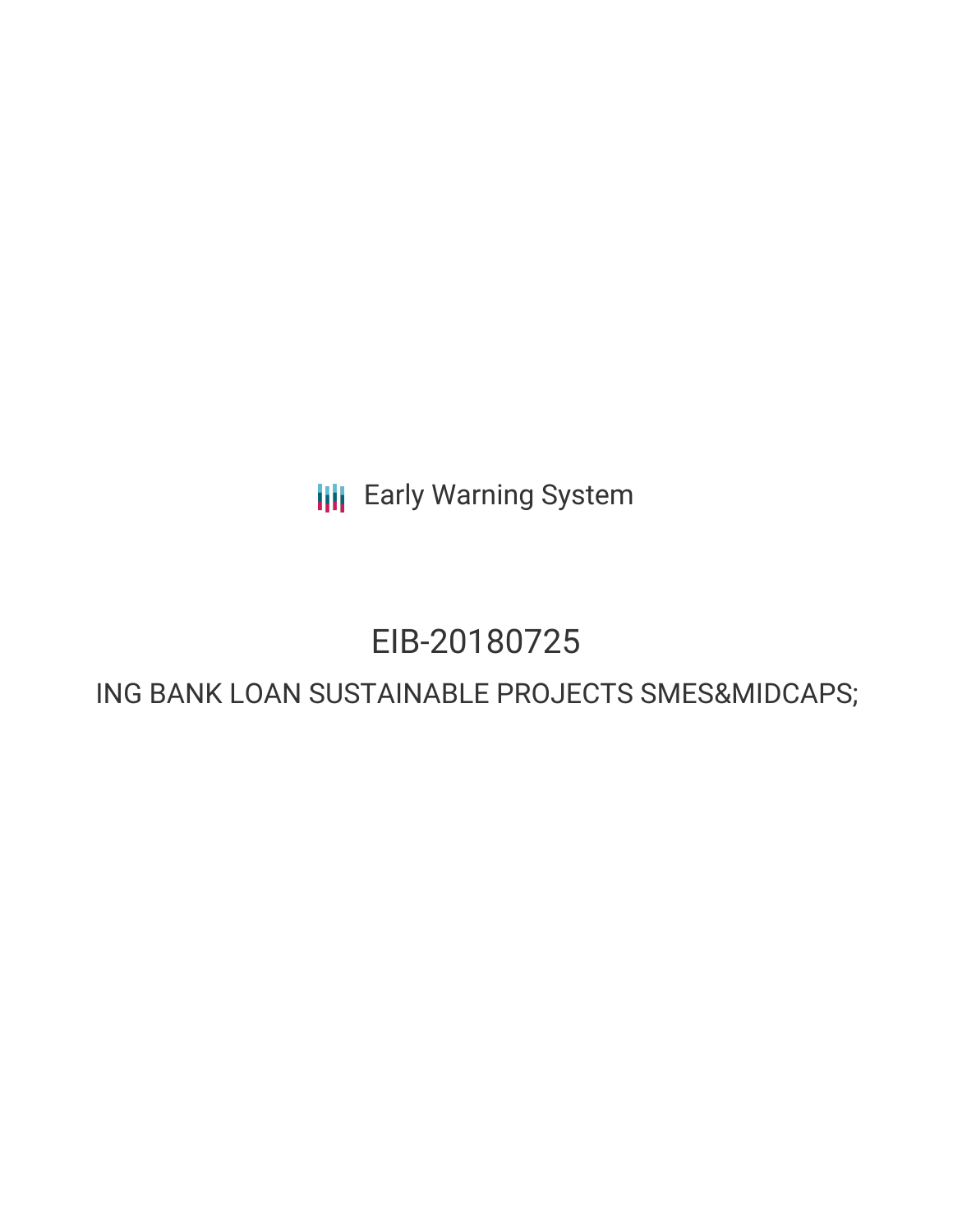Early Warning System

# EIB-20180725

## ING BANK LOAN SUSTAINABLE PROJECTS SMES&MIDCAPS;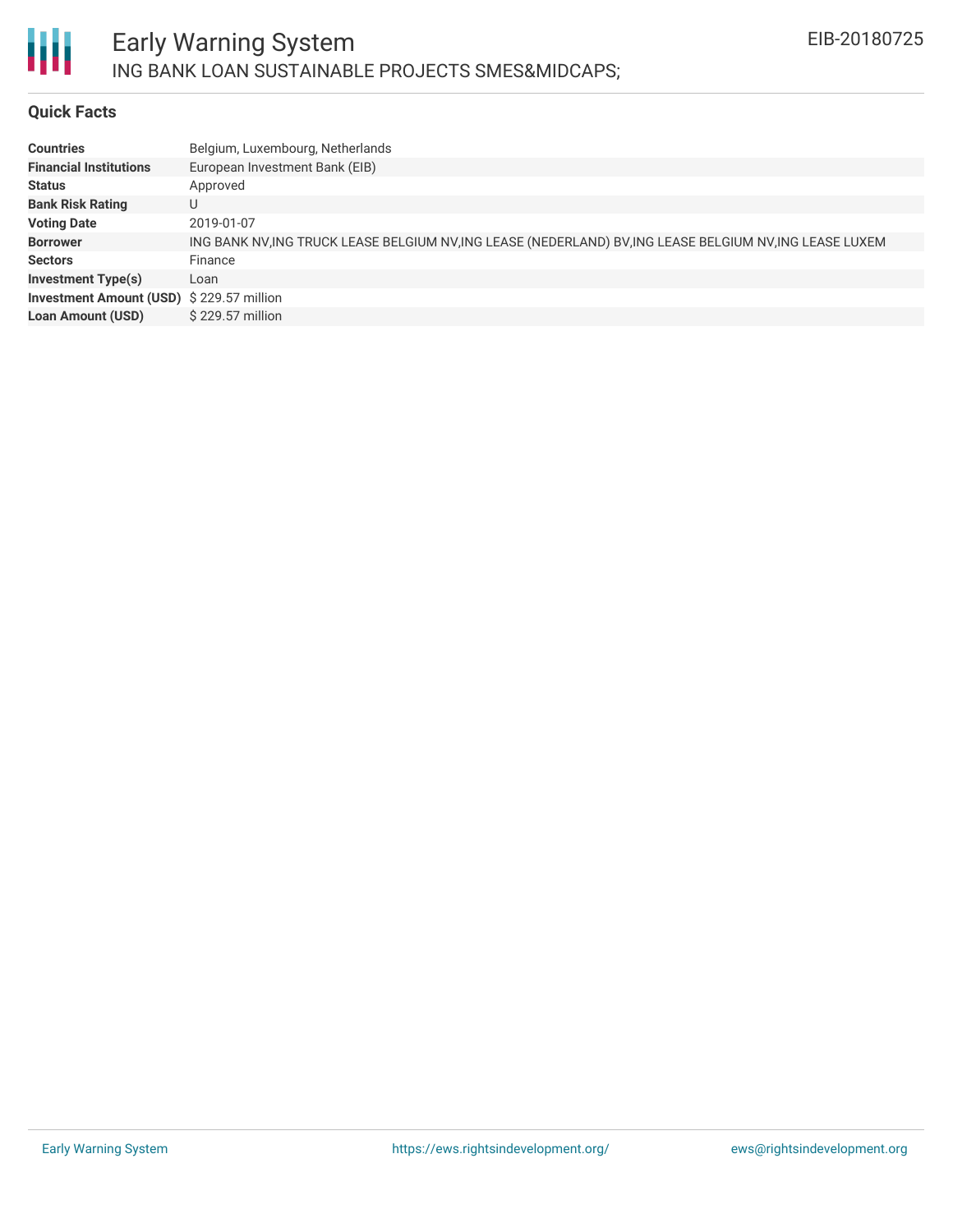# Early Warning System

## ING BANK LOAN SUSTAINABLE PROJECTS SMES&MIDCAPS;

EIB-20180725

### Quick Facts

| | |
|---|---|
| **Countries** | Belgium, Luxembourg, Netherlands |
| **Financial Institutions** | European Investment Bank (EIB) |
| **Status** | Approved |
| **Bank Risk Rating** | U |
| **Voting Date** | 2019-01-07 |
| **Borrower** | ING BANK NV,ING TRUCK LEASE BELGIUM NV,ING LEASE (NEDERLAND) BV,ING LEASE BELGIUM NV,ING LEASE LUXEM |
| **Sectors** | Finance |
| **Investment Type(s)** | Loan |
| **Investment Amount (USD)** | $ 229.57 million |
| **Loan Amount (USD)** | $ 229.57 million |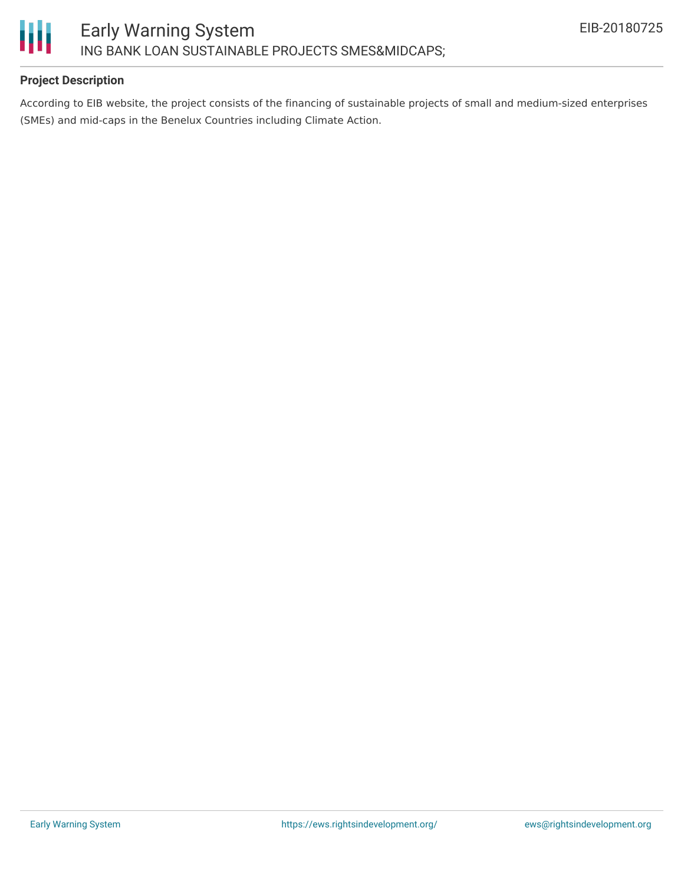## Project Description

According to EIB website, the project consists of the financing of sustainable projects of small and medium-sized enterprises (SMEs) and mid-caps in the Benelux Countries including Climate Action.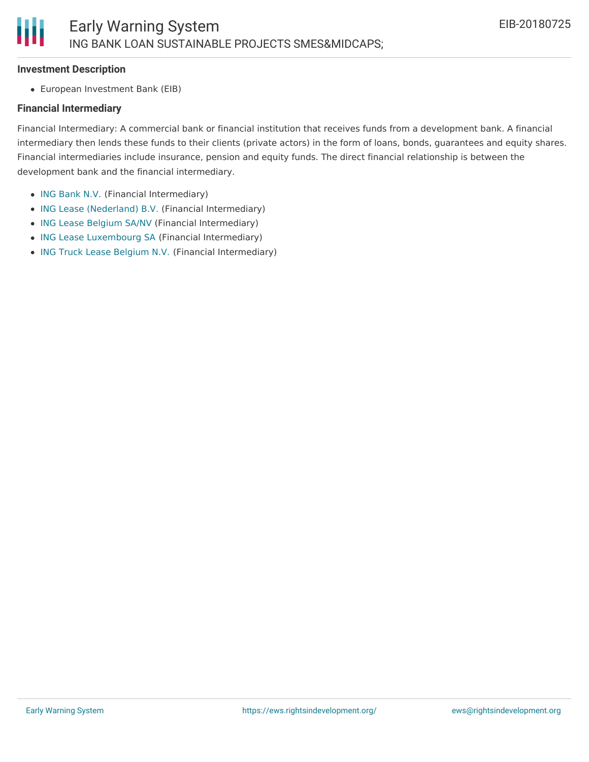**Investment Description**

- European Investment Bank (EIB)

**Financial Intermediary**

Financial Intermediary: A commercial bank or financial institution that receives funds from a development bank. A financial intermediary then lends these funds to their clients (private actors) in the form of loans, bonds, guarantees and equity shares. Financial intermediaries include insurance, pension and equity funds. The direct financial relationship is between the development bank and the financial intermediary.

- ING Bank N.V. (Financial Intermediary)
- ING Lease (Nederland) B.V. (Financial Intermediary)
- ING Lease Belgium SA/NV (Financial Intermediary)
- ING Lease Luxembourg SA (Financial Intermediary)
- ING Truck Lease Belgium N.V. (Financial Intermediary)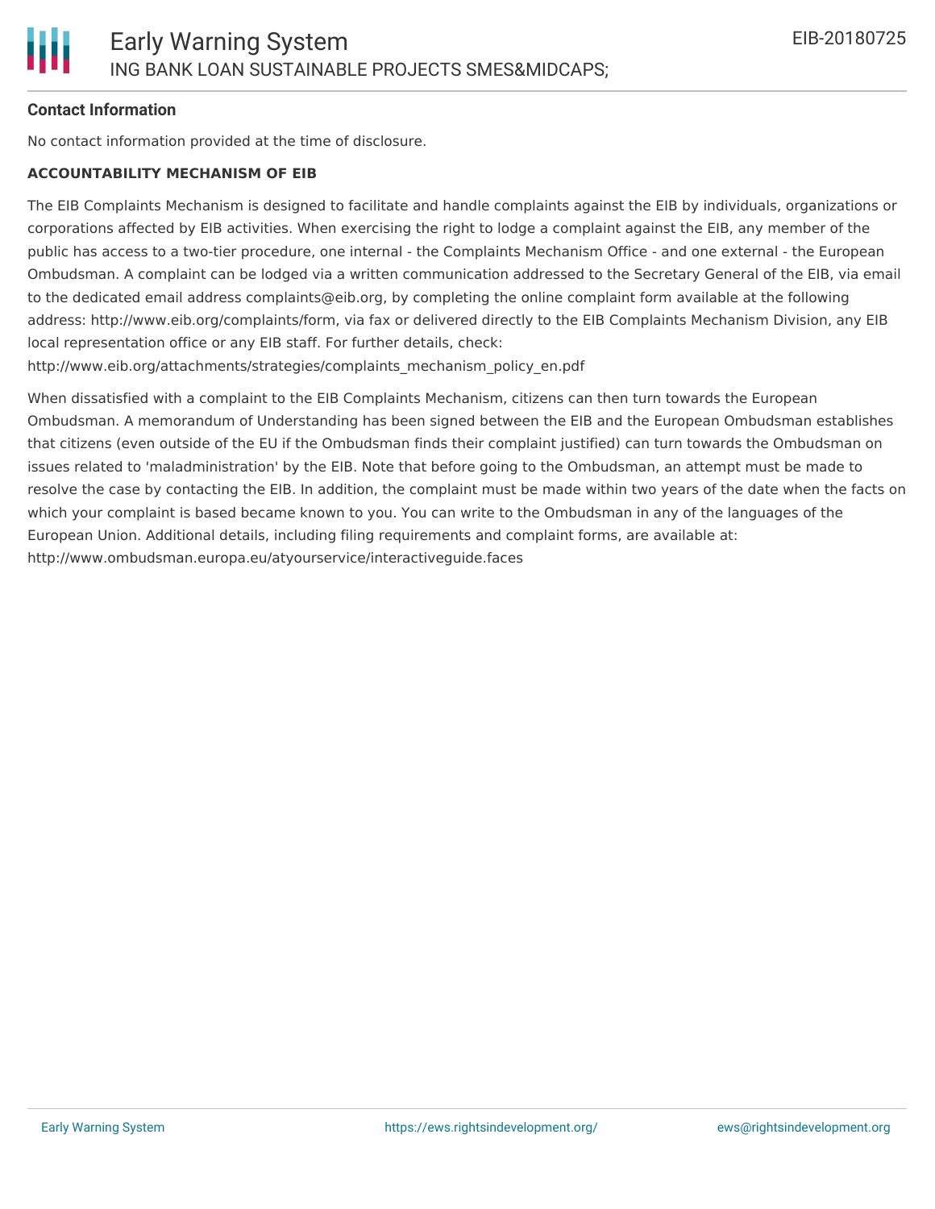**Contact Information**

No contact information provided at the time of disclosure.

**ACCOUNTABILITY MECHANISM OF EIB**

The EIB Complaints Mechanism is designed to facilitate and handle complaints against the EIB by individuals, organizations or corporations affected by EIB activities. When exercising the right to lodge a complaint against the EIB, any member of the public has access to a two-tier procedure, one internal - the Complaints Mechanism Office - and one external - the European Ombudsman. A complaint can be lodged via a written communication addressed to the Secretary General of the EIB, via email to the dedicated email address complaints@eib.org, by completing the online complaint form available at the following address: http://www.eib.org/complaints/form, via fax or delivered directly to the EIB Complaints Mechanism Division, any EIB local representation office or any EIB staff. For further details, check: http://www.eib.org/attachments/strategies/complaints_mechanism_policy_en.pdf

When dissatisfied with a complaint to the EIB Complaints Mechanism, citizens can then turn towards the European Ombudsman. A memorandum of Understanding has been signed between the EIB and the European Ombudsman establishes that citizens (even outside of the EU if the Ombudsman finds their complaint justified) can turn towards the Ombudsman on issues related to 'maladministration' by the EIB. Note that before going to the Ombudsman, an attempt must be made to resolve the case by contacting the EIB. In addition, the complaint must be made within two years of the date when the facts on which your complaint is based became known to you. You can write to the Ombudsman in any of the languages of the European Union. Additional details, including filing requirements and complaint forms, are available at: http://www.ombudsman.europa.eu/atyourservice/interactiveguide.faces